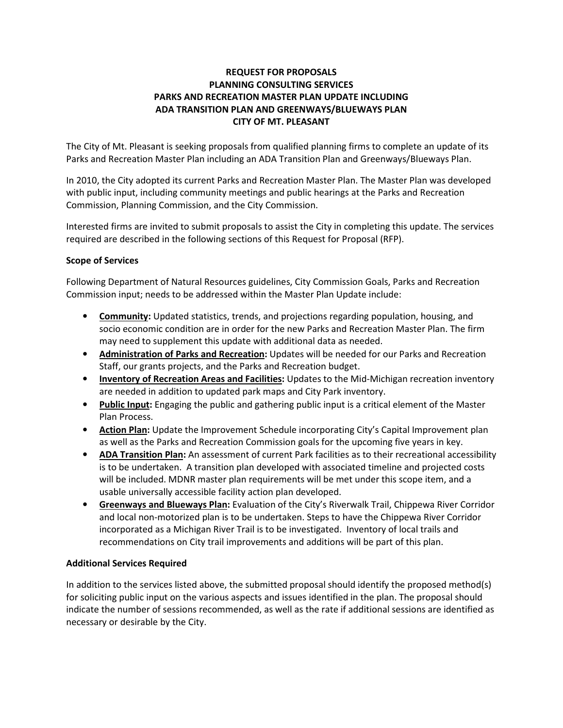**REQUEST FOR PROPOSALS**
**PLANNING CONSULTING SERVICES**
**PARKS AND RECREATION MASTER PLAN UPDATE INCLUDING**
**ADA TRANSITION PLAN AND GREENWAYS/BLUEWAYS PLAN**
**CITY OF MT. PLEASANT**

The City of Mt. Pleasant is seeking proposals from qualified planning firms to complete an update of its Parks and Recreation Master Plan including an ADA Transition Plan and Greenways/Blueways Plan.

In 2010, the City adopted its current Parks and Recreation Master Plan. The Master Plan was developed with public input, including community meetings and public hearings at the Parks and Recreation Commission, Planning Commission, and the City Commission.

Interested firms are invited to submit proposals to assist the City in completing this update. The services required are described in the following sections of this Request for Proposal (RFP).

**Scope of Services**

Following Department of Natural Resources guidelines, City Commission Goals, Parks and Recreation Commission input; needs to be addressed within the Master Plan Update include:

- **Community:** Updated statistics, trends, and projections regarding population, housing, and socio economic condition are in order for the new Parks and Recreation Master Plan. The firm may need to supplement this update with additional data as needed.
- **Administration of Parks and Recreation:** Updates will be needed for our Parks and Recreation Staff, our grants projects, and the Parks and Recreation budget.
- **Inventory of Recreation Areas and Facilities:** Updates to the Mid-Michigan recreation inventory are needed in addition to updated park maps and City Park inventory.
- **Public Input:** Engaging the public and gathering public input is a critical element of the Master Plan Process.
- **Action Plan:** Update the Improvement Schedule incorporating City's Capital Improvement plan as well as the Parks and Recreation Commission goals for the upcoming five years in key.
- **ADA Transition Plan:** An assessment of current Park facilities as to their recreational accessibility is to be undertaken. A transition plan developed with associated timeline and projected costs will be included. MDNR master plan requirements will be met under this scope item, and a usable universally accessible facility action plan developed.
- **Greenways and Blueways Plan:** Evaluation of the City's Riverwalk Trail, Chippewa River Corridor and local non-motorized plan is to be undertaken. Steps to have the Chippewa River Corridor incorporated as a Michigan River Trail is to be investigated. Inventory of local trails and recommendations on City trail improvements and additions will be part of this plan.

**Additional Services Required**

In addition to the services listed above, the submitted proposal should identify the proposed method(s) for soliciting public input on the various aspects and issues identified in the plan. The proposal should indicate the number of sessions recommended, as well as the rate if additional sessions are identified as necessary or desirable by the City.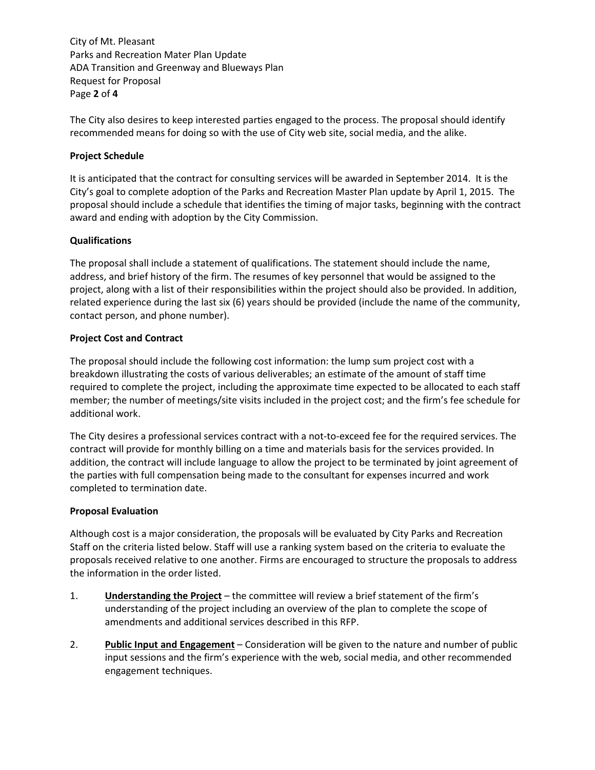The City also desires to keep interested parties engaged to the process. The proposal should identify recommended means for doing so with the use of City web site, social media, and the alike.

**Project Schedule**

It is anticipated that the contract for consulting services will be awarded in September 2014. It is the City's goal to complete adoption of the Parks and Recreation Master Plan update by April 1, 2015. The proposal should include a schedule that identifies the timing of major tasks, beginning with the contract award and ending with adoption by the City Commission.

**Qualifications**

The proposal shall include a statement of qualifications. The statement should include the name, address, and brief history of the firm. The resumes of key personnel that would be assigned to the project, along with a list of their responsibilities within the project should also be provided. In addition, related experience during the last six (6) years should be provided (include the name of the community, contact person, and phone number).

**Project Cost and Contract**

The proposal should include the following cost information: the lump sum project cost with a breakdown illustrating the costs of various deliverables; an estimate of the amount of staff time required to complete the project, including the approximate time expected to be allocated to each staff member; the number of meetings/site visits included in the project cost; and the firm's fee schedule for additional work.

The City desires a professional services contract with a not-to-exceed fee for the required services. The contract will provide for monthly billing on a time and materials basis for the services provided. In addition, the contract will include language to allow the project to be terminated by joint agreement of the parties with full compensation being made to the consultant for expenses incurred and work completed to termination date.

**Proposal Evaluation**

Although cost is a major consideration, the proposals will be evaluated by City Parks and Recreation Staff on the criteria listed below. Staff will use a ranking system based on the criteria to evaluate the proposals received relative to one another. Firms are encouraged to structure the proposals to address the information in the order listed.

1. **Understanding the Project** – the committee will review a brief statement of the firm's understanding of the project including an overview of the plan to complete the scope of amendments and additional services described in this RFP.
2. **Public Input and Engagement** – Consideration will be given to the nature and number of public input sessions and the firm's experience with the web, social media, and other recommended engagement techniques.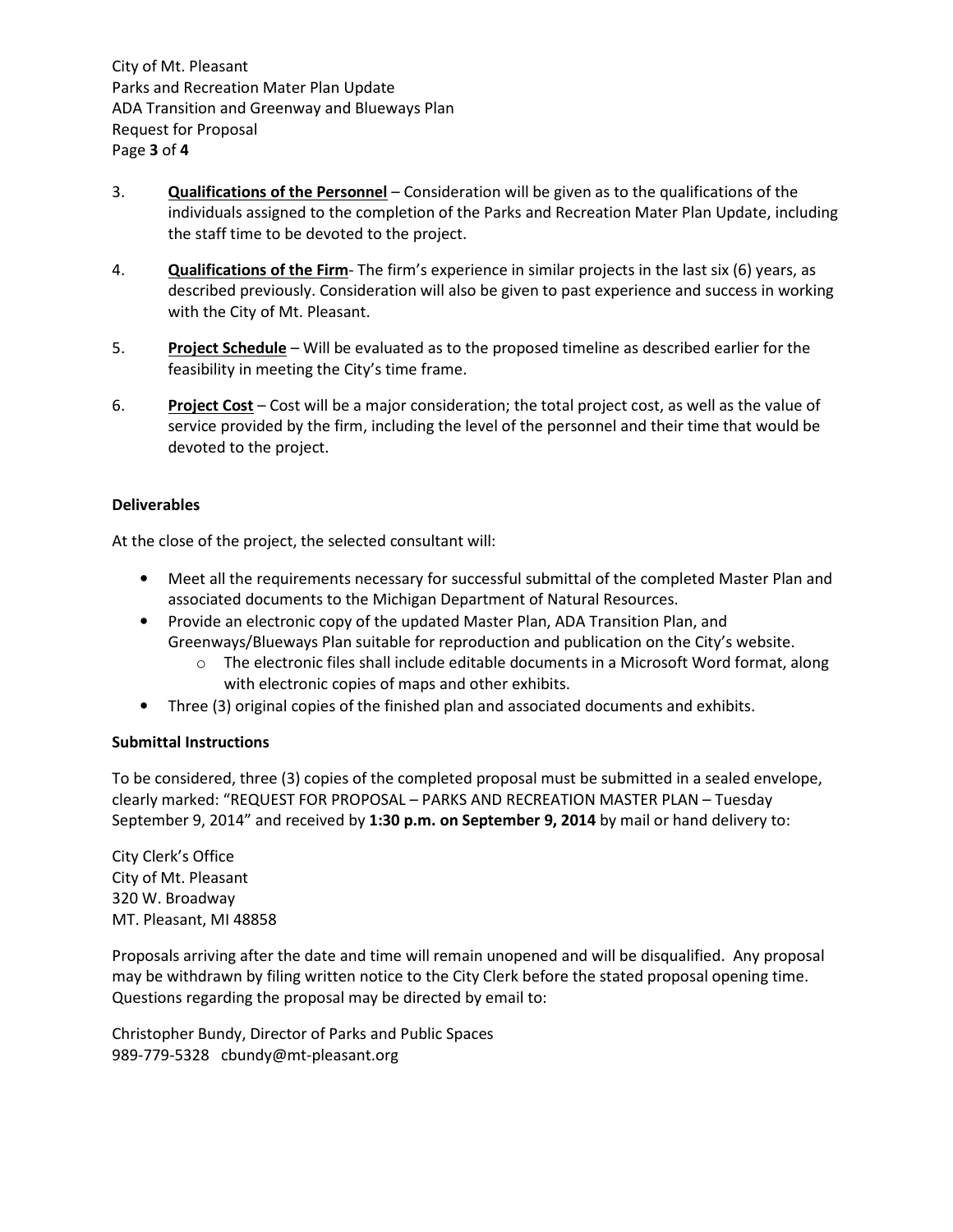3. **Qualifications of the Personnel** – Consideration will be given as to the qualifications of the individuals assigned to the completion of the Parks and Recreation Mater Plan Update, including the staff time to be devoted to the project.

4. **Qualifications of the Firm**- The firm's experience in similar projects in the last six (6) years, as described previously. Consideration will also be given to past experience and success in working with the City of Mt. Pleasant.

5. **Project Schedule** – Will be evaluated as to the proposed timeline as described earlier for the feasibility in meeting the City's time frame.

6. **Project Cost** – Cost will be a major consideration; the total project cost, as well as the value of service provided by the firm, including the level of the personnel and their time that would be devoted to the project.

**Deliverables**

At the close of the project, the selected consultant will:

- Meet all the requirements necessary for successful submittal of the completed Master Plan and associated documents to the Michigan Department of Natural Resources.
- Provide an electronic copy of the updated Master Plan, ADA Transition Plan, and Greenways/Blueways Plan suitable for reproduction and publication on the City's website.
  - The electronic files shall include editable documents in a Microsoft Word format, along with electronic copies of maps and other exhibits.
- Three (3) original copies of the finished plan and associated documents and exhibits.

**Submittal Instructions**

To be considered, three (3) copies of the completed proposal must be submitted in a sealed envelope, clearly marked: "REQUEST FOR PROPOSAL – PARKS AND RECREATION MASTER PLAN – Tuesday September 9, 2014" and received by **1:30 p.m. on September 9, 2014** by mail or hand delivery to:

City Clerk's Office
City of Mt. Pleasant
320 W. Broadway
MT. Pleasant, MI 48858

Proposals arriving after the date and time will remain unopened and will be disqualified. Any proposal may be withdrawn by filing written notice to the City Clerk before the stated proposal opening time. Questions regarding the proposal may be directed by email to:

Christopher Bundy, Director of Parks and Public Spaces
989-779-5328 cbundy@mt-pleasant.org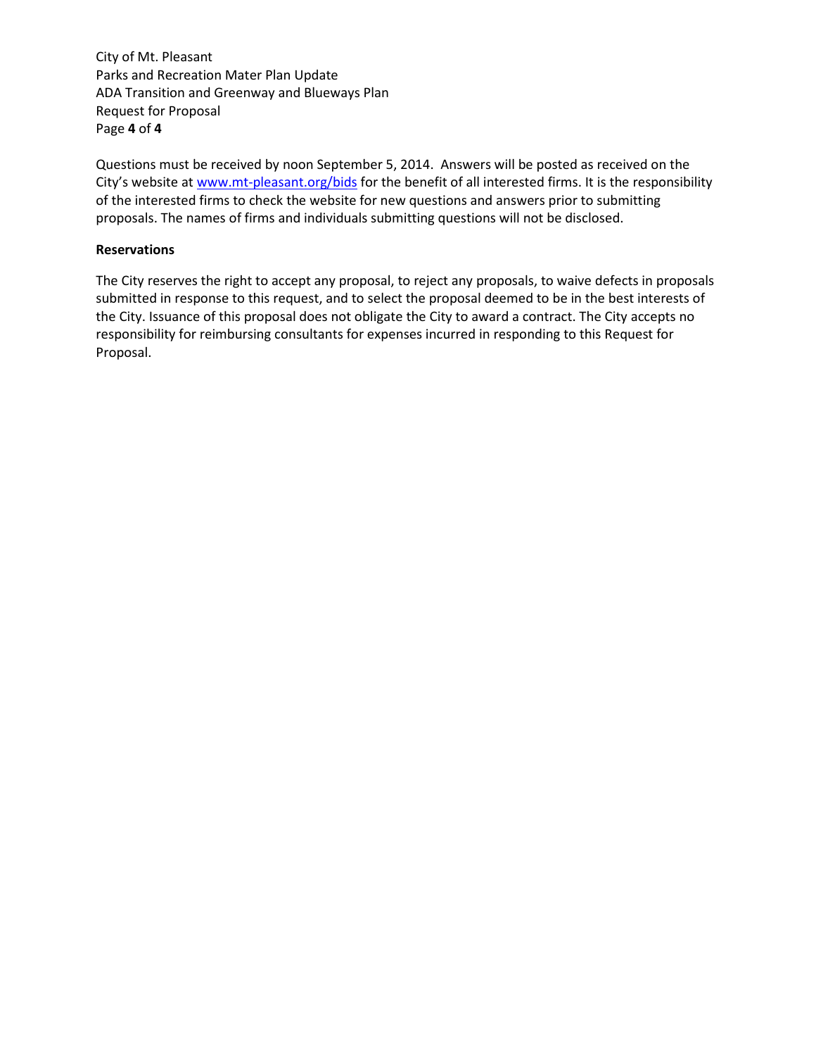Questions must be received by noon September 5, 2014. Answers will be posted as received on the City's website at www.mt-pleasant.org/bids for the benefit of all interested firms. It is the responsibility of the interested firms to check the website for new questions and answers prior to submitting proposals. The names of firms and individuals submitting questions will not be disclosed.

**Reservations**

The City reserves the right to accept any proposal, to reject any proposals, to waive defects in proposals submitted in response to this request, and to select the proposal deemed to be in the best interests of the City. Issuance of this proposal does not obligate the City to award a contract. The City accepts no responsibility for reimbursing consultants for expenses incurred in responding to this Request for Proposal.